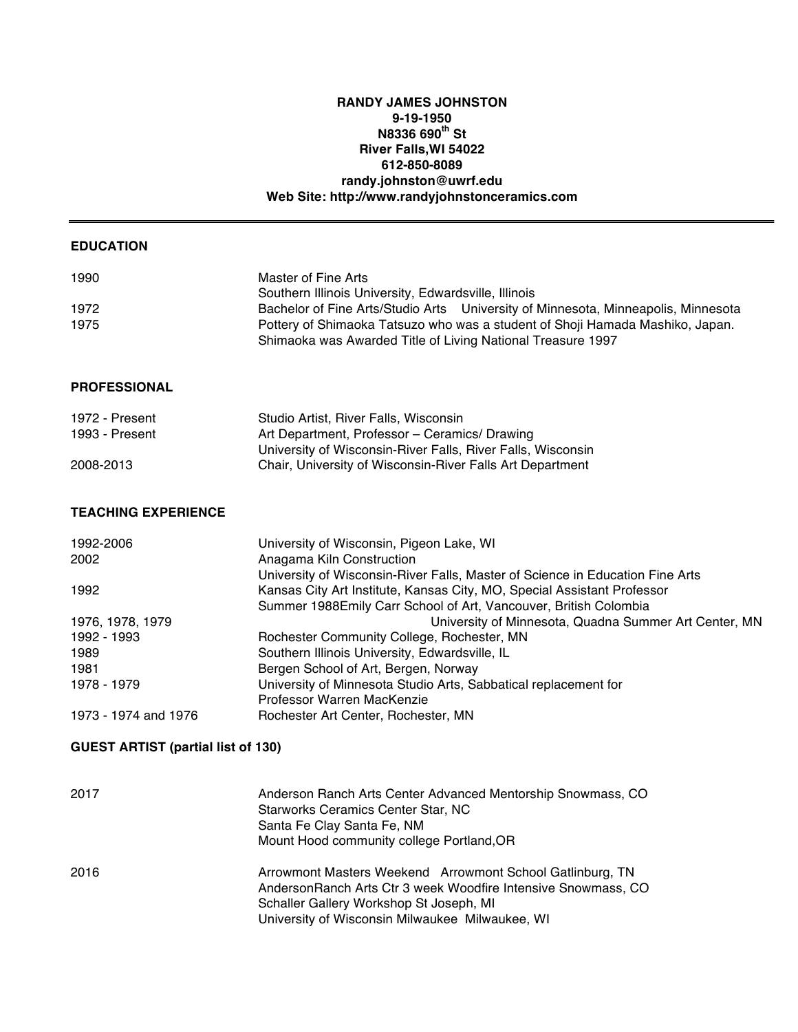**RANDY JAMES JOHNSTON**
**9-19-1950**
**N8336 690th St**
**River Falls, WI 54022**
**612-850-8089**
**randy.johnston@uwrf.edu**
**Web Site: http://www.randyjohnstonceramics.com**

---

## EDUCATION

| | |
|---|---|
| 1990 | Master of Fine Arts<br>Southern Illinois University, Edwardsville, Illinois |
| 1972 | Bachelor of Fine Arts/Studio Arts University of Minnesota, Minneapolis, Minnesota |
| 1975 | Pottery of Shimaoka Tatsuzo who was a student of Shoji Hamada Mashiko, Japan.<br>Shimaoka was Awarded Title of Living National Treasure 1997 |

## PROFESSIONAL

| | |
|---|---|
| 1972 - Present | Studio Artist, River Falls, Wisconsin |
| 1993 - Present | Art Department, Professor – Ceramics/ Drawing<br>University of Wisconsin-River Falls, River Falls, Wisconsin |
| 2008-2013 | Chair, University of Wisconsin-River Falls Art Department |

## TEACHING EXPERIENCE

| | |
|---|---|
| 1992-2006 | University of Wisconsin, Pigeon Lake, WI |
| 2002 | Anagama Kiln Construction<br>University of Wisconsin-River Falls, Master of Science in Education Fine Arts |
| 1992 | Kansas City Art Institute, Kansas City, MO, Special Assistant Professor<br>Summer 1988Emily Carr School of Art, Vancouver, British Colombia |
| 1976, 1978, 1979 | University of Minnesota, Quadna Summer Art Center, MN |
| 1992 - 1993 | Rochester Community College, Rochester, MN |
| 1989 | Southern Illinois University, Edwardsville, IL |
| 1981 | Bergen School of Art, Bergen, Norway |
| 1978 - 1979 | University of Minnesota Studio Arts, Sabbatical replacement for<br>Professor Warren MacKenzie |
| 1973 - 1974 and 1976 | Rochester Art Center, Rochester, MN |

## GUEST ARTIST (partial list of 130)

| | |
|---|---|
| 2017 | Anderson Ranch Arts Center Advanced Mentorship Snowmass, CO<br>Starworks Ceramics Center Star, NC<br>Santa Fe Clay Santa Fe, NM<br>Mount Hood community college Portland,OR |
| 2016 | Arrowmont Masters Weekend Arrowmont School Gatlinburg, TN<br>AndersonRanch Arts Ctr 3 week Woodfire Intensive Snowmass, CO<br>Schaller Gallery Workshop St Joseph, MI<br>University of Wisconsin Milwaukee Milwaukee, WI |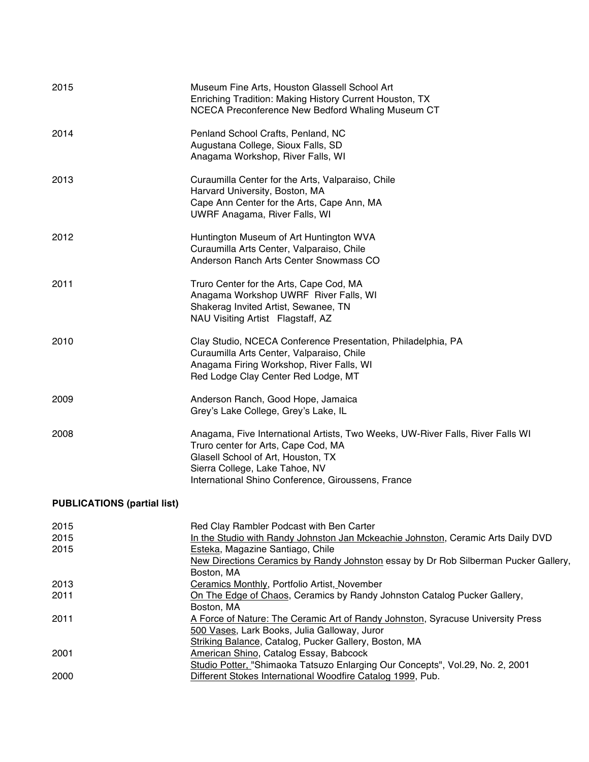| | |
|---|---|
| 2015 | Museum Fine Arts, Houston Glassell School Art<br>Enriching Tradition: Making History Current Houston, TX<br>NCECA Preconference New Bedford Whaling Museum CT |
| 2014 | Penland School Crafts, Penland, NC<br>Augustana College, Sioux Falls, SD<br>Anagama Workshop, River Falls, WI |
| 2013 | Curaumilla Center for the Arts, Valparaiso, Chile<br>Harvard University, Boston, MA<br>Cape Ann Center for the Arts, Cape Ann, MA<br>UWRF Anagama, River Falls, WI |
| 2012 | Huntington Museum of Art Huntington WVA<br>Curaumilla Arts Center, Valparaiso, Chile<br>Anderson Ranch Arts Center Snowmass CO |
| 2011 | Truro Center for the Arts, Cape Cod, MA<br>Anagama Workshop UWRF River Falls, WI<br>Shakerag Invited Artist, Sewanee, TN<br>NAU Visiting Artist Flagstaff, AZ |
| 2010 | Clay Studio, NCECA Conference Presentation, Philadelphia, PA<br>Curaumilla Arts Center, Valparaiso, Chile<br>Anagama Firing Workshop, River Falls, WI<br>Red Lodge Clay Center Red Lodge, MT |
| 2009 | Anderson Ranch, Good Hope, Jamaica<br>Grey's Lake College, Grey's Lake, IL |
| 2008 | Anagama, Five International Artists, Two Weeks, UW-River Falls, River Falls WI<br>Truro center for Arts, Cape Cod, MA<br>Glasell School of Art, Houston, TX<br>Sierra College, Lake Tahoe, NV<br>International Shino Conference, Giroussens, France |

**PUBLICATIONS (partial list)**

| | |
|---|---|
| 2015 | Red Clay Rambler Podcast with Ben Carter |
| 2015 | In the Studio with Randy Johnston Jan Mckeachie Johnston, Ceramic Arts Daily DVD |
| 2015 | Esteka, Magazine Santiago, Chile<br>New Directions Ceramics by Randy Johnston essay by Dr Rob Silberman Pucker Gallery, Boston, MA |
| 2013 | Ceramics Monthly, Portfolio Artist, November |
| 2011 | On The Edge of Chaos, Ceramics by Randy Johnston Catalog Pucker Gallery, Boston, MA |
| 2011 | A Force of Nature: The Ceramic Art of Randy Johnston, Syracuse University Press<br>500 Vases, Lark Books, Julia Galloway, Juror<br>Striking Balance, Catalog, Pucker Gallery, Boston, MA |
| 2001 | American Shino, Catalog Essay, Babcock<br>Studio Potter, "Shimaoka Tatsuzo Enlarging Our Concepts", Vol.29, No. 2, 2001 |
| 2000 | Different Stokes International Woodfire Catalog 1999, Pub. |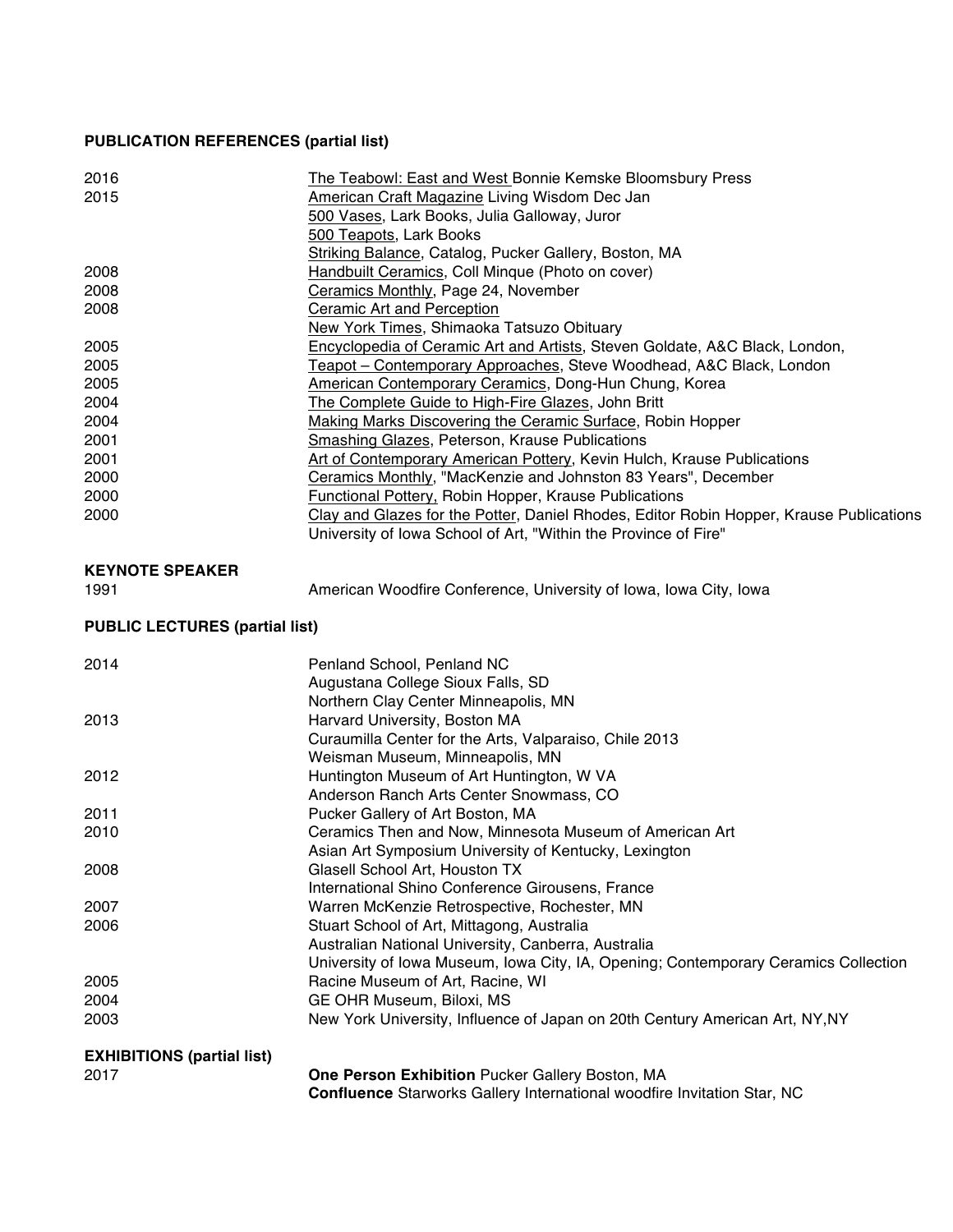**PUBLICATION REFERENCES (partial list)**

| | |
|---|---|
| 2016 | The Teabowl: East and West Bonnie Kemske Bloomsbury Press |
| 2015 | American Craft Magazine Living Wisdom Dec Jan |
| | 500 Vases, Lark Books, Julia Galloway, Juror |
| | 500 Teapots, Lark Books |
| | Striking Balance, Catalog, Pucker Gallery, Boston, MA |
| 2008 | Handbuilt Ceramics, Coll Minque (Photo on cover) |
| 2008 | Ceramics Monthly, Page 24, November |
| 2008 | Ceramic Art and Perception |
| | New York Times, Shimaoka Tatsuzo Obituary |
| 2005 | Encyclopedia of Ceramic Art and Artists, Steven Goldate, A&C Black, London, |
| 2005 | Teapot – Contemporary Approaches, Steve Woodhead, A&C Black, London |
| 2005 | American Contemporary Ceramics, Dong-Hun Chung, Korea |
| 2004 | The Complete Guide to High-Fire Glazes, John Britt |
| 2004 | Making Marks Discovering the Ceramic Surface, Robin Hopper |
| 2001 | Smashing Glazes, Peterson, Krause Publications |
| 2001 | Art of Contemporary American Pottery, Kevin Hulch, Krause Publications |
| 2000 | Ceramics Monthly, "MacKenzie and Johnston 83 Years", December |
| 2000 | Functional Pottery, Robin Hopper, Krause Publications |
| 2000 | Clay and Glazes for the Potter, Daniel Rhodes, Editor Robin Hopper, Krause Publications |
| | University of Iowa School of Art, "Within the Province of Fire" |

**KEYNOTE SPEAKER**

| | |
|---|---|
| 1991 | American Woodfire Conference, University of Iowa, Iowa City, Iowa |

**PUBLIC LECTURES (partial list)**

| | |
|---|---|
| 2014 | Penland School, Penland NC |
| | Augustana College Sioux Falls, SD |
| | Northern Clay Center Minneapolis, MN |
| 2013 | Harvard University, Boston MA |
| | Curaumilla Center for the Arts, Valparaiso, Chile 2013 |
| | Weisman Museum, Minneapolis, MN |
| 2012 | Huntington Museum of Art Huntington, W VA |
| | Anderson Ranch Arts Center Snowmass, CO |
| 2011 | Pucker Gallery of Art Boston, MA |
| 2010 | Ceramics Then and Now, Minnesota Museum of American Art |
| | Asian Art Symposium University of Kentucky, Lexington |
| 2008 | Glasell School Art, Houston TX |
| | International Shino Conference Girousens, France |
| 2007 | Warren McKenzie Retrospective, Rochester, MN |
| 2006 | Stuart School of Art, Mittagong, Australia |
| | Australian National University, Canberra, Australia |
| | University of Iowa Museum, Iowa City, IA, Opening; Contemporary Ceramics Collection |
| 2005 | Racine Museum of Art, Racine, WI |
| 2004 | GE OHR Museum, Biloxi, MS |
| 2003 | New York University, Influence of Japan on 20th Century American Art, NY,NY |

**EXHIBITIONS (partial list)**

| | |
|---|---|
| 2017 | **One Person Exhibition** Pucker Gallery Boston, MA |
| | **Confluence** Starworks Gallery International woodfire Invitation Star, NC |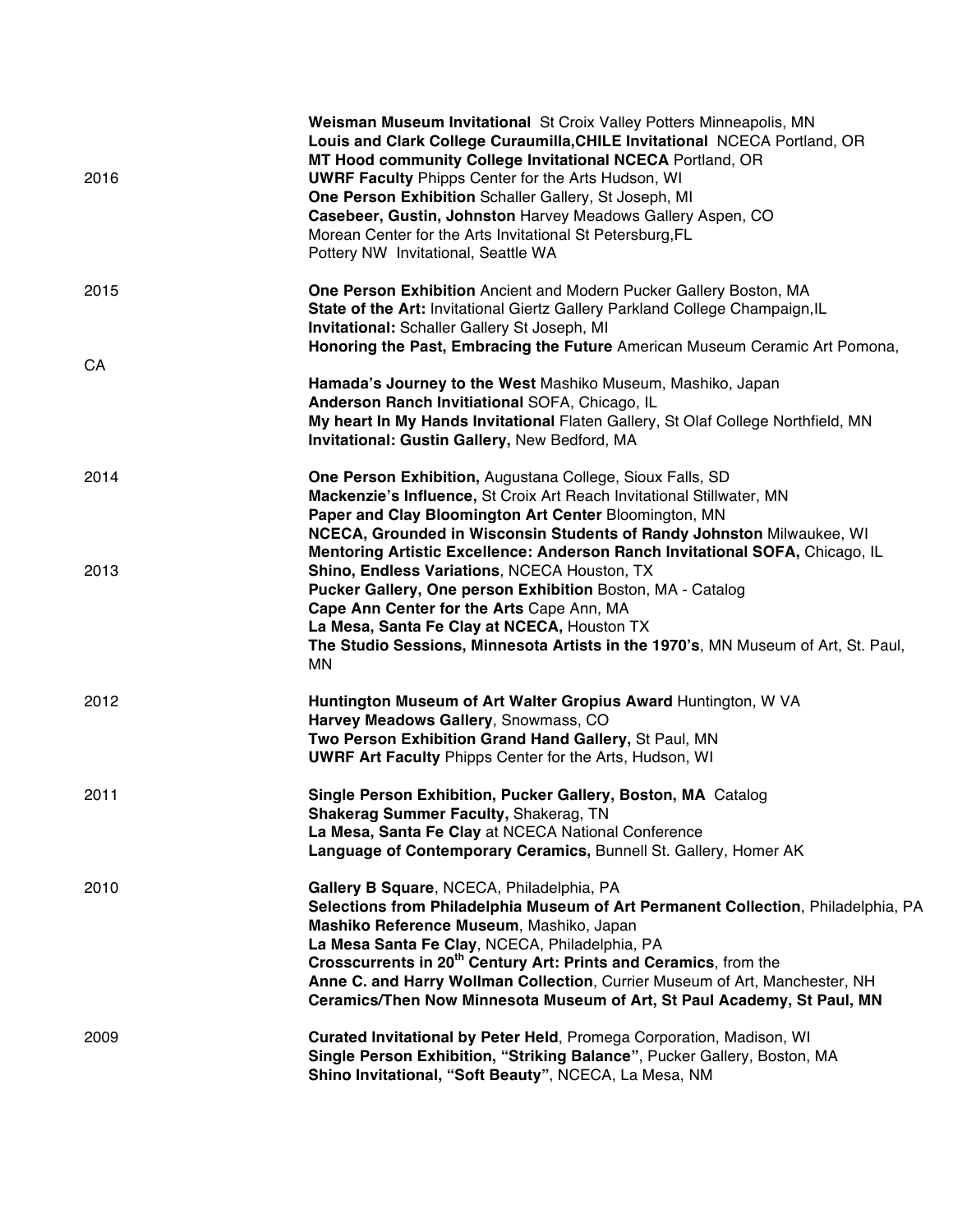**Weisman Museum Invitational** St Croix Valley Potters Minneapolis, MN
**Louis and Clark College Curaumilla,CHILE Invitational** NCECA Portland, OR
**MT Hood community College Invitational NCECA** Portland, OR

2016

**UWRF Faculty** Phipps Center for the Arts Hudson, WI
**One Person Exhibition** Schaller Gallery, St Joseph, MI
**Casebeer, Gustin, Johnston** Harvey Meadows Gallery Aspen, CO
Morean Center for the Arts Invitational St Petersburg,FL
Pottery NW Invitational, Seattle WA

2015

**One Person Exhibition** Ancient and Modern Pucker Gallery Boston, MA
**State of the Art:** Invitational Giertz Gallery Parkland College Champaign,IL
**Invitational:** Schaller Gallery St Joseph, MI
**Honoring the Past, Embracing the Future** American Museum Ceramic Art Pomona, CA
**Hamada's Journey to the West** Mashiko Museum, Mashiko, Japan
**Anderson Ranch Invitiational** SOFA, Chicago, IL
**My heart In My Hands Invitational** Flaten Gallery, St Olaf College Northfield, MN
**Invitational: Gustin Gallery,** New Bedford, MA

2014

**One Person Exhibition,** Augustana College, Sioux Falls, SD
**Mackenzie's Influence,** St Croix Art Reach Invitational Stillwater, MN
**Paper and Clay Bloomington Art Center** Bloomington, MN
**NCECA, Grounded in Wisconsin Students of Randy Johnston** Milwaukee, WI
**Mentoring Artistic Excellence: Anderson Ranch Invitational SOFA,** Chicago, IL

2013

**Shino, Endless Variations**, NCECA Houston, TX
**Pucker Gallery, One person Exhibition** Boston, MA - Catalog
**Cape Ann Center for the Arts** Cape Ann, MA
**La Mesa, Santa Fe Clay at NCECA,** Houston TX
**The Studio Sessions, Minnesota Artists in the 1970's**, MN Museum of Art, St. Paul, MN

2012

**Huntington Museum of Art Walter Gropius Award** Huntington, W VA
**Harvey Meadows Gallery**, Snowmass, CO
**Two Person Exhibition Grand Hand Gallery,** St Paul, MN
**UWRF Art Faculty** Phipps Center for the Arts, Hudson, WI

2011

**Single Person Exhibition, Pucker Gallery, Boston, MA** Catalog
**Shakerag Summer Faculty,** Shakerag, TN
**La Mesa, Santa Fe Clay** at NCECA National Conference
**Language of Contemporary Ceramics,** Bunnell St. Gallery, Homer AK

2010

**Gallery B Square**, NCECA, Philadelphia, PA
**Selections from Philadelphia Museum of Art Permanent Collection**, Philadelphia, PA
**Mashiko Reference Museum**, Mashiko, Japan
**La Mesa Santa Fe Clay**, NCECA, Philadelphia, PA
**Crosscurrents in 20th Century Art: Prints and Ceramics**, from the
**Anne C. and Harry Wollman Collection**, Currier Museum of Art, Manchester, NH
**Ceramics/Then Now Minnesota Museum of Art, St Paul Academy, St Paul, MN**

2009

**Curated Invitational by Peter Held**, Promega Corporation, Madison, WI
**Single Person Exhibition, "Striking Balance"**, Pucker Gallery, Boston, MA
**Shino Invitational, "Soft Beauty"**, NCECA, La Mesa, NM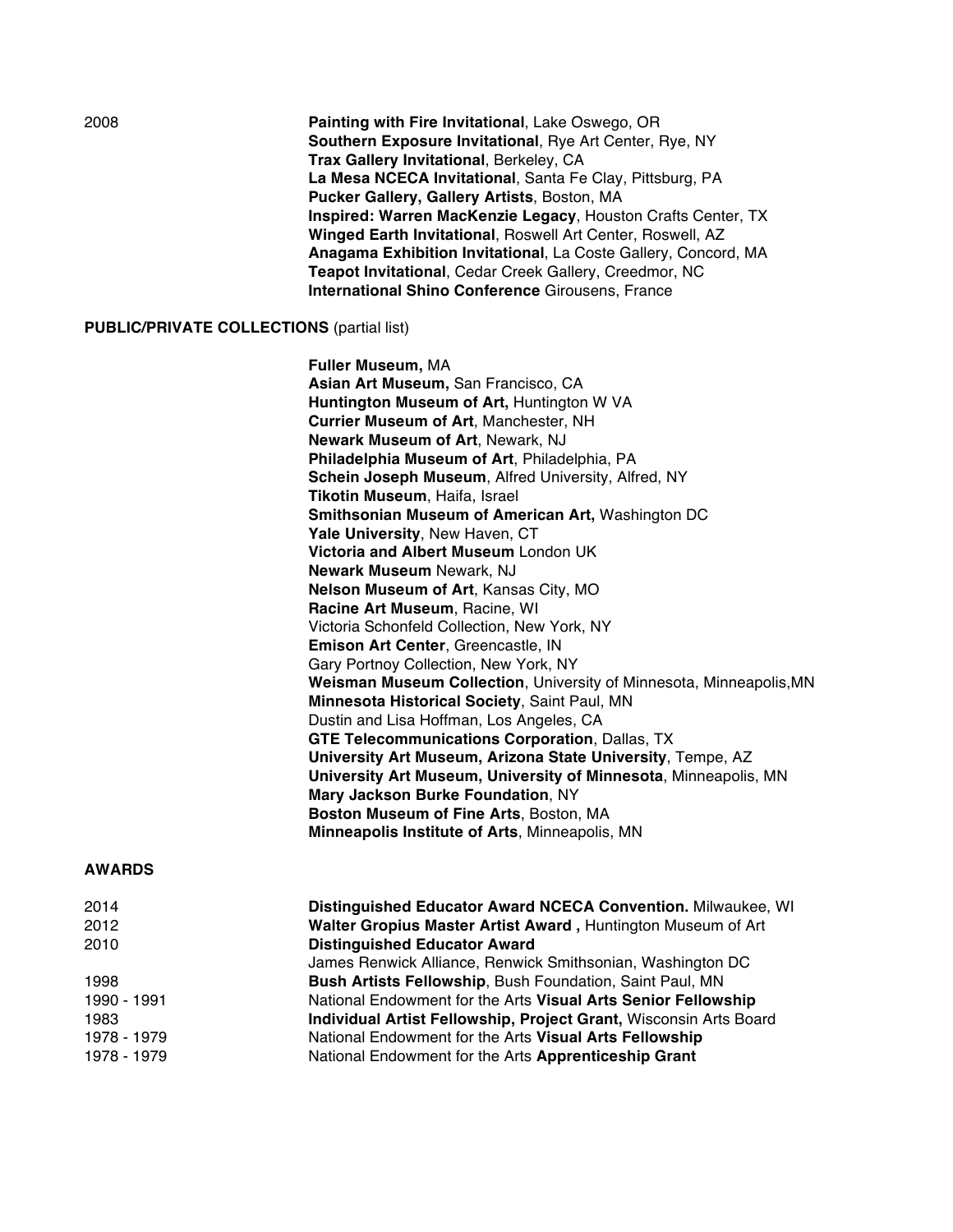| | |
|---|---|
| 2008 | **Painting with Fire Invitational**, Lake Oswego, OR |
| | **Southern Exposure Invitational**, Rye Art Center, Rye, NY |
| | **Trax Gallery Invitational**, Berkeley, CA |
| | **La Mesa NCECA Invitational**, Santa Fe Clay, Pittsburg, PA |
| | **Pucker Gallery, Gallery Artists**, Boston, MA |
| | **Inspired: Warren MacKenzie Legacy**, Houston Crafts Center, TX |
| | **Winged Earth Invitational**, Roswell Art Center, Roswell, AZ |
| | **Anagama Exhibition Invitational**, La Coste Gallery, Concord, MA |
| | **Teapot Invitational**, Cedar Creek Gallery, Creedmor, NC |
| | **International Shino Conference** Girousens, France |

**PUBLIC/PRIVATE COLLECTIONS** (partial list)

**Fuller Museum,** MA
**Asian Art Museum,** San Francisco, CA
**Huntington Museum of Art,** Huntington W VA
**Currier Museum of Art**, Manchester, NH
**Newark Museum of Art**, Newark, NJ
**Philadelphia Museum of Art**, Philadelphia, PA
**Schein Joseph Museum**, Alfred University, Alfred, NY
**Tikotin Museum**, Haifa, Israel
**Smithsonian Museum of American Art,** Washington DC
**Yale University**, New Haven, CT
**Victoria and Albert Museum** London UK
**Newark Museum** Newark, NJ
**Nelson Museum of Art**, Kansas City, MO
**Racine Art Museum**, Racine, WI
Victoria Schonfeld Collection, New York, NY
**Emison Art Center**, Greencastle, IN
Gary Portnoy Collection, New York, NY
**Weisman Museum Collection**, University of Minnesota, Minneapolis,MN
**Minnesota Historical Society**, Saint Paul, MN
Dustin and Lisa Hoffman, Los Angeles, CA
**GTE Telecommunications Corporation**, Dallas, TX
**University Art Museum, Arizona State University**, Tempe, AZ
**University Art Museum, University of Minnesota**, Minneapolis, MN
**Mary Jackson Burke Foundation**, NY
**Boston Museum of Fine Arts**, Boston, MA
**Minneapolis Institute of Arts**, Minneapolis, MN

**AWARDS**

| | |
|---|---|
| 2014 | **Distinguished Educator Award NCECA Convention.** Milwaukee, WI |
| 2012 | **Walter Gropius Master Artist Award ,** Huntington Museum of Art |
| 2010 | **Distinguished Educator Award** James Renwick Alliance, Renwick Smithsonian, Washington DC |
| 1998 | **Bush Artists Fellowship**, Bush Foundation, Saint Paul, MN |
| 1990 - 1991 | National Endowment for the Arts **Visual Arts Senior Fellowship** |
| 1983 | **Individual Artist Fellowship, Project Grant,** Wisconsin Arts Board |
| 1978 - 1979 | National Endowment for the Arts **Visual Arts Fellowship** |
| 1978 - 1979 | National Endowment for the Arts **Apprenticeship Grant** |